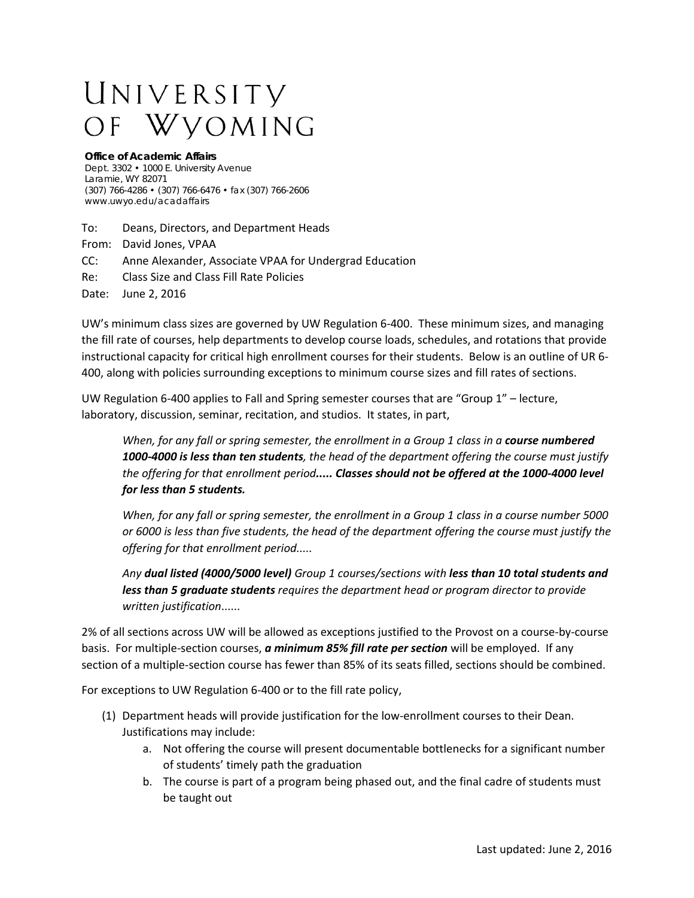# University of Wyoming

**Office of Academic Affairs**
Dept. 3302 • 1000 E. University Avenue
Laramie, WY 82071
(307) 766-4286 • (307) 766-6476 • fax (307) 766-2606
www.uwyo.edu/acadaffairs

To: Deans, Directors, and Department Heads
From: David Jones, VPAA
CC: Anne Alexander, Associate VPAA for Undergrad Education
Re: Class Size and Class Fill Rate Policies
Date: June 2, 2016

UW's minimum class sizes are governed by UW Regulation 6-400. These minimum sizes, and managing the fill rate of courses, help departments to develop course loads, schedules, and rotations that provide instructional capacity for critical high enrollment courses for their students. Below is an outline of UR 6-400, along with policies surrounding exceptions to minimum course sizes and fill rates of sections.

UW Regulation 6-400 applies to Fall and Spring semester courses that are "Group 1" – lecture, laboratory, discussion, seminar, recitation, and studios. It states, in part,

> *When, for any fall or spring semester, the enrollment in a Group 1 class in a **course numbered 1000-4000 is less than ten students**, the head of the department offering the course must justify the offering for that enrollment period**..... Classes should not be offered at the 1000-4000 level for less than 5 students.***
>
> *When, for any fall or spring semester, the enrollment in a Group 1 class in a course number 5000 or 6000 is less than five students, the head of the department offering the course must justify the offering for that enrollment period.....*
>
> *Any **dual listed (4000/5000 level)** Group 1 courses/sections with **less than 10 total students and less than 5 graduate students** requires the department head or program director to provide written justification......*

2% of all sections across UW will be allowed as exceptions justified to the Provost on a course-by-course basis. For multiple-section courses, ***a minimum 85% fill rate per section*** will be employed. If any section of a multiple-section course has fewer than 85% of its seats filled, sections should be combined.

For exceptions to UW Regulation 6-400 or to the fill rate policy,

(1) Department heads will provide justification for the low-enrollment courses to their Dean. Justifications may include:
   a. Not offering the course will present documentable bottlenecks for a significant number of students' timely path the graduation
   b. The course is part of a program being phased out, and the final cadre of students must be taught out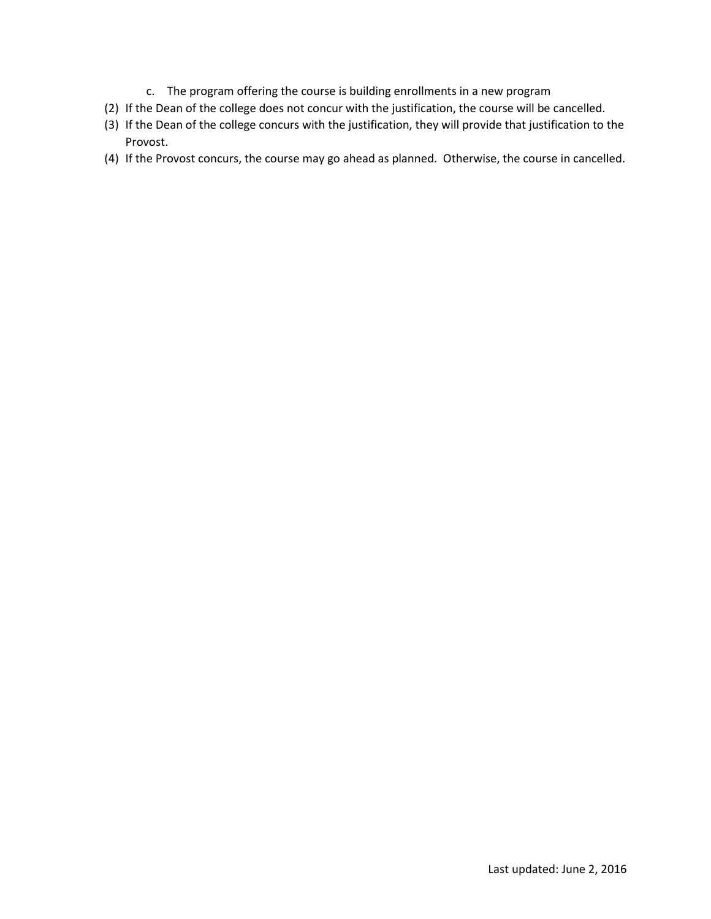c. The program offering the course is building enrollments in a new program

(2) If the Dean of the college does not concur with the justification, the course will be cancelled.

(3) If the Dean of the college concurs with the justification, they will provide that justification to the Provost.

(4) If the Provost concurs, the course may go ahead as planned. Otherwise, the course in cancelled.

Last updated: June 2, 2016